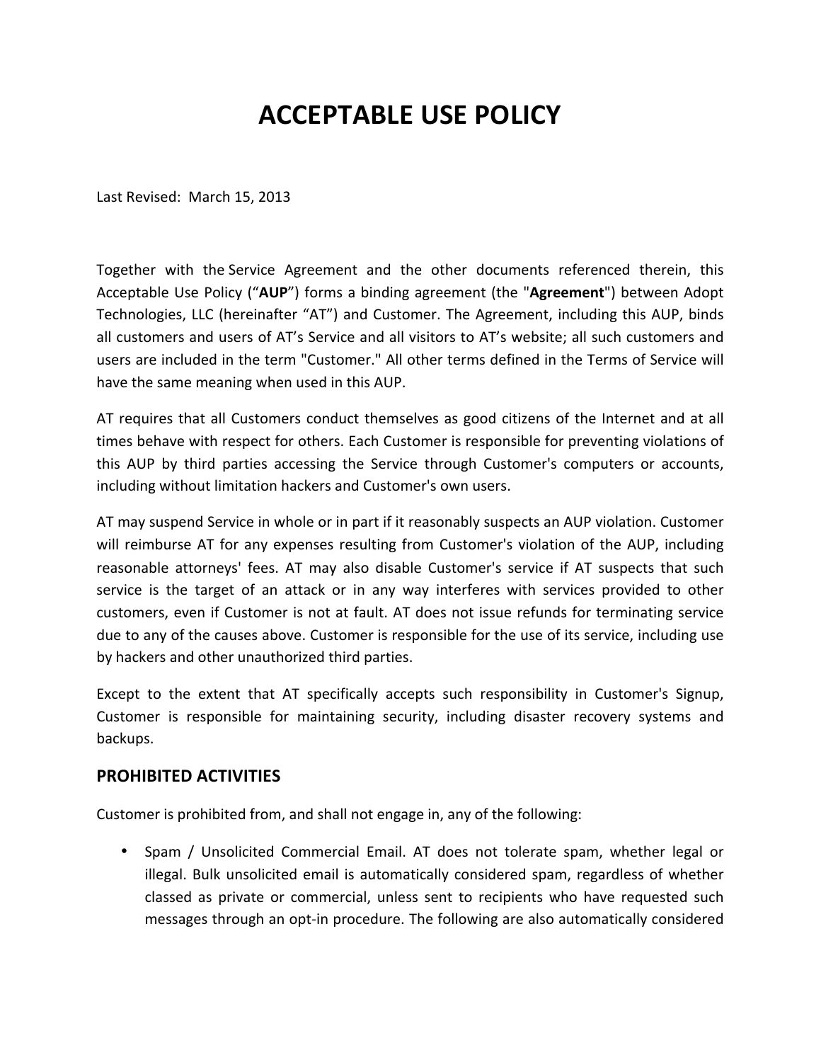# ACCEPTABLE USE POLICY

Last Revised: March 15, 2013

Together with the Service Agreement and the other documents referenced therein, this Acceptable Use Policy ("**AUP**") forms a binding agreement (the "**Agreement**") between Adopt Technologies, LLC (hereinafter "AT") and Customer. The Agreement, including this AUP, binds all customers and users of AT's Service and all visitors to AT's website; all such customers and users are included in the term "Customer." All other terms defined in the Terms of Service will have the same meaning when used in this AUP.

AT requires that all Customers conduct themselves as good citizens of the Internet and at all times behave with respect for others. Each Customer is responsible for preventing violations of this AUP by third parties accessing the Service through Customer's computers or accounts, including without limitation hackers and Customer's own users.

AT may suspend Service in whole or in part if it reasonably suspects an AUP violation. Customer will reimburse AT for any expenses resulting from Customer's violation of the AUP, including reasonable attorneys' fees. AT may also disable Customer's service if AT suspects that such service is the target of an attack or in any way interferes with services provided to other customers, even if Customer is not at fault. AT does not issue refunds for terminating service due to any of the causes above. Customer is responsible for the use of its service, including use by hackers and other unauthorized third parties.

Except to the extent that AT specifically accepts such responsibility in Customer's Signup, Customer is responsible for maintaining security, including disaster recovery systems and backups.

## PROHIBITED ACTIVITIES

Customer is prohibited from, and shall not engage in, any of the following:

- Spam / Unsolicited Commercial Email. AT does not tolerate spam, whether legal or illegal. Bulk unsolicited email is automatically considered spam, regardless of whether classed as private or commercial, unless sent to recipients who have requested such messages through an opt-in procedure. The following are also automatically considered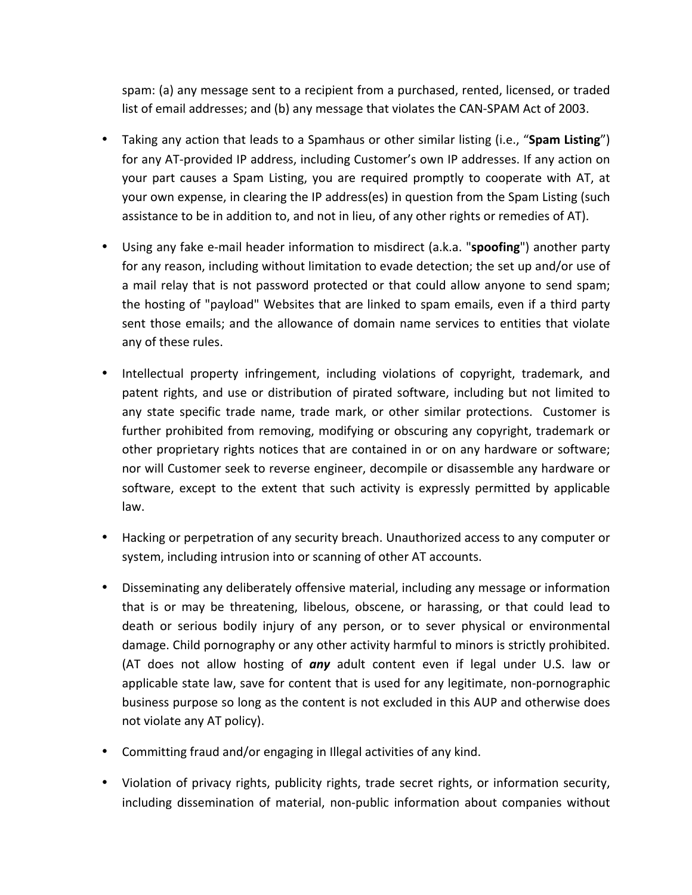spam: (a) any message sent to a recipient from a purchased, rented, licensed, or traded list of email addresses; and (b) any message that violates the CAN-SPAM Act of 2003.

- Taking any action that leads to a Spamhaus or other similar listing (i.e., "**Spam Listing**") for any AT-provided IP address, including Customer's own IP addresses. If any action on your part causes a Spam Listing, you are required promptly to cooperate with AT, at your own expense, in clearing the IP address(es) in question from the Spam Listing (such assistance to be in addition to, and not in lieu, of any other rights or remedies of AT).

- Using any fake e-mail header information to misdirect (a.k.a. "**spoofing**") another party for any reason, including without limitation to evade detection; the set up and/or use of a mail relay that is not password protected or that could allow anyone to send spam; the hosting of "payload" Websites that are linked to spam emails, even if a third party sent those emails; and the allowance of domain name services to entities that violate any of these rules.

- Intellectual property infringement, including violations of copyright, trademark, and patent rights, and use or distribution of pirated software, including but not limited to any state specific trade name, trade mark, or other similar protections. Customer is further prohibited from removing, modifying or obscuring any copyright, trademark or other proprietary rights notices that are contained in or on any hardware or software; nor will Customer seek to reverse engineer, decompile or disassemble any hardware or software, except to the extent that such activity is expressly permitted by applicable law.

- Hacking or perpetration of any security breach. Unauthorized access to any computer or system, including intrusion into or scanning of other AT accounts.

- Disseminating any deliberately offensive material, including any message or information that is or may be threatening, libelous, obscene, or harassing, or that could lead to death or serious bodily injury of any person, or to sever physical or environmental damage. Child pornography or any other activity harmful to minors is strictly prohibited. (AT does not allow hosting of ***any*** adult content even if legal under U.S. law or applicable state law, save for content that is used for any legitimate, non-pornographic business purpose so long as the content is not excluded in this AUP and otherwise does not violate any AT policy).

- Committing fraud and/or engaging in Illegal activities of any kind.

- Violation of privacy rights, publicity rights, trade secret rights, or information security, including dissemination of material, non-public information about companies without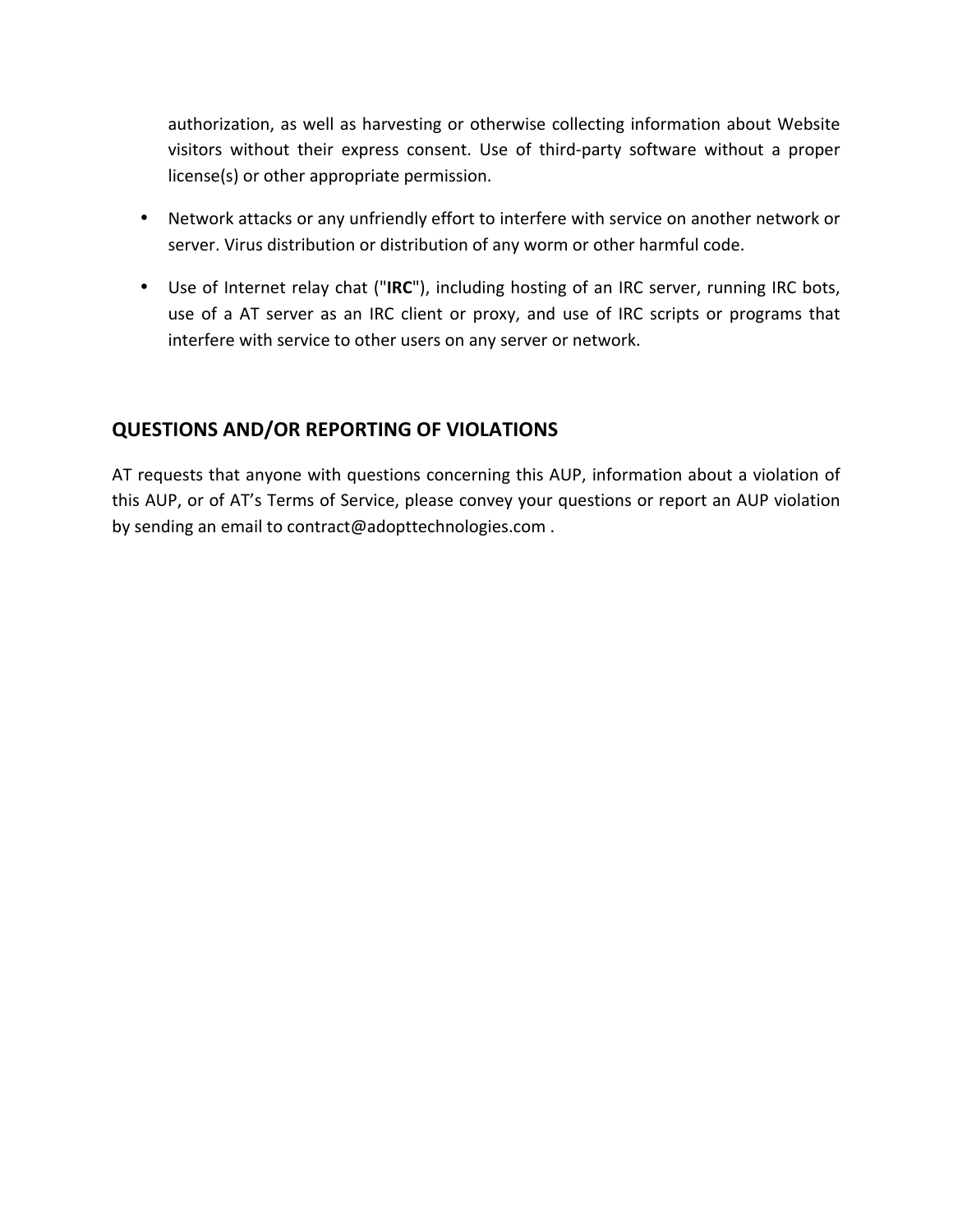authorization, as well as harvesting or otherwise collecting information about Website visitors without their express consent. Use of third-party software without a proper license(s) or other appropriate permission.

- Network attacks or any unfriendly effort to interfere with service on another network or server. Virus distribution or distribution of any worm or other harmful code.
- Use of Internet relay chat ("**IRC**"), including hosting of an IRC server, running IRC bots, use of a AT server as an IRC client or proxy, and use of IRC scripts or programs that interfere with service to other users on any server or network.

## QUESTIONS AND/OR REPORTING OF VIOLATIONS

AT requests that anyone with questions concerning this AUP, information about a violation of this AUP, or of AT's Terms of Service, please convey your questions or report an AUP violation by sending an email to contract@adopttechnologies.com .